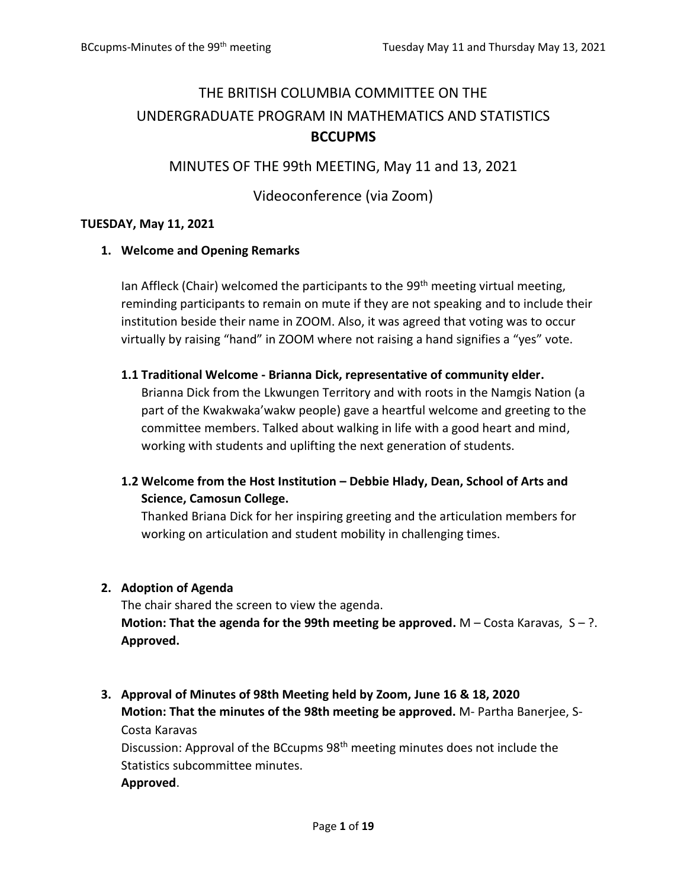# THE BRITISH COLUMBIA COMMITTEE ON THE UNDERGRADUATE PROGRAM IN MATHEMATICS AND STATISTICS
# BCCUPMS

## MINUTES OF THE 99th MEETING, May 11 and 13, 2021

## Videoconference (via Zoom)

**TUESDAY, May 11, 2021**

1. **Welcome and Opening Remarks**

   Ian Affleck (Chair) welcomed the participants to the 99th meeting virtual meeting, reminding participants to remain on mute if they are not speaking and to include their institution beside their name in ZOOM. Also, it was agreed that voting was to occur virtually by raising "hand" in ZOOM where not raising a hand signifies a "yes" vote.

   **1.1 Traditional Welcome - Brianna Dick, representative of community elder.**
   Brianna Dick from the Lkwungen Territory and with roots in the Namgis Nation (a part of the Kwakwaka'wakw people) gave a heartful welcome and greeting to the committee members. Talked about walking in life with a good heart and mind, working with students and uplifting the next generation of students.

   **1.2 Welcome from the Host Institution – Debbie Hlady, Dean, School of Arts and Science, Camosun College.**
   Thanked Briana Dick for her inspiring greeting and the articulation members for working on articulation and student mobility in challenging times.

2. **Adoption of Agenda**
   The chair shared the screen to view the agenda.
   **Motion: That the agenda for the 99th meeting be approved.** M – Costa Karavas, S – ?.
   **Approved.**

3. **Approval of Minutes of 98th Meeting held by Zoom, June 16 & 18, 2020**
   **Motion: That the minutes of the 98th meeting be approved.** M- Partha Banerjee, S- Costa Karavas
   Discussion: Approval of the BCcupms 98th meeting minutes does not include the Statistics subcommittee minutes.
   **Approved**.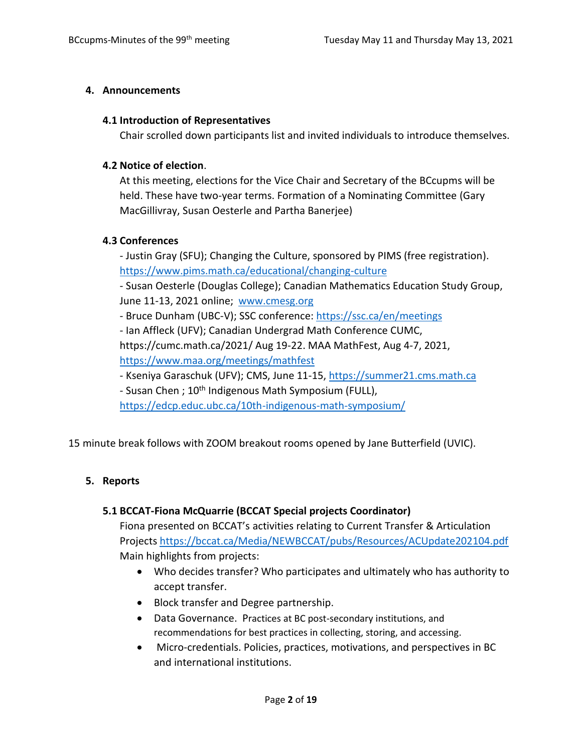## 4. Announcements

### 4.1 Introduction of Representatives

Chair scrolled down participants list and invited individuals to introduce themselves.

### 4.2 Notice of election.

At this meeting, elections for the Vice Chair and Secretary of the BCcupms will be held. These have two-year terms. Formation of a Nominating Committee (Gary MacGillivray, Susan Oesterle and Partha Banerjee)

### 4.3 Conferences

- Justin Gray (SFU); Changing the Culture, sponsored by PIMS (free registration). https://www.pims.math.ca/educational/changing-culture
- Susan Oesterle (Douglas College); Canadian Mathematics Education Study Group, June 11-13, 2021 online; www.cmesg.org
- Bruce Dunham (UBC-V); SSC conference: https://ssc.ca/en/meetings
- Ian Affleck (UFV); Canadian Undergrad Math Conference CUMC, https://cumc.math.ca/2021/ Aug 19-22. MAA MathFest, Aug 4-7, 2021, https://www.maa.org/meetings/mathfest
- Kseniya Garaschuk (UFV); CMS, June 11-15, https://summer21.cms.math.ca
- Susan Chen ; 10th Indigenous Math Symposium (FULL), https://edcp.educ.ubc.ca/10th-indigenous-math-symposium/

15 minute break follows with ZOOM breakout rooms opened by Jane Butterfield (UVIC).

## 5. Reports

### 5.1 BCCAT-Fiona McQuarrie (BCCAT Special projects Coordinator)

Fiona presented on BCCAT's activities relating to Current Transfer & Articulation Projects https://bccat.ca/Media/NEWBCCAT/pubs/Resources/ACUpdate202104.pdf
Main highlights from projects:

- Who decides transfer? Who participates and ultimately who has authority to accept transfer.
- Block transfer and Degree partnership.
- Data Governance. Practices at BC post-secondary institutions, and recommendations for best practices in collecting, storing, and accessing.
- Micro-credentials. Policies, practices, motivations, and perspectives in BC and international institutions.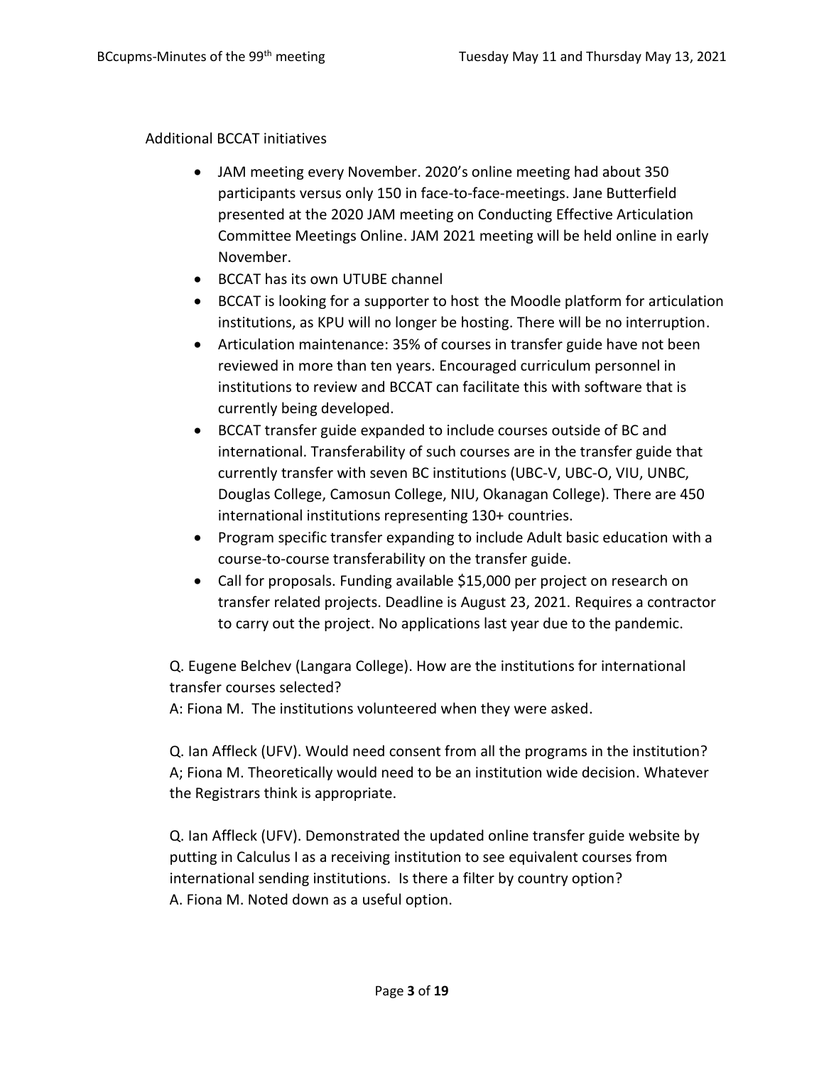Additional BCCAT initiatives

- JAM meeting every November. 2020's online meeting had about 350 participants versus only 150 in face-to-face-meetings. Jane Butterfield presented at the 2020 JAM meeting on Conducting Effective Articulation Committee Meetings Online. JAM 2021 meeting will be held online in early November.
- BCCAT has its own UTUBE channel
- BCCAT is looking for a supporter to host the Moodle platform for articulation institutions, as KPU will no longer be hosting. There will be no interruption.
- Articulation maintenance: 35% of courses in transfer guide have not been reviewed in more than ten years. Encouraged curriculum personnel in institutions to review and BCCAT can facilitate this with software that is currently being developed.
- BCCAT transfer guide expanded to include courses outside of BC and international. Transferability of such courses are in the transfer guide that currently transfer with seven BC institutions (UBC-V, UBC-O, VIU, UNBC, Douglas College, Camosun College, NIU, Okanagan College). There are 450 international institutions representing 130+ countries.
- Program specific transfer expanding to include Adult basic education with a course-to-course transferability on the transfer guide.
- Call for proposals. Funding available $15,000 per project on research on transfer related projects. Deadline is August 23, 2021. Requires a contractor to carry out the project. No applications last year due to the pandemic.

Q. Eugene Belchev (Langara College). How are the institutions for international transfer courses selected?
A: Fiona M. The institutions volunteered when they were asked.

Q. Ian Affleck (UFV). Would need consent from all the programs in the institution?
A; Fiona M. Theoretically would need to be an institution wide decision. Whatever the Registrars think is appropriate.

Q. Ian Affleck (UFV). Demonstrated the updated online transfer guide website by putting in Calculus I as a receiving institution to see equivalent courses from international sending institutions. Is there a filter by country option?
A. Fiona M. Noted down as a useful option.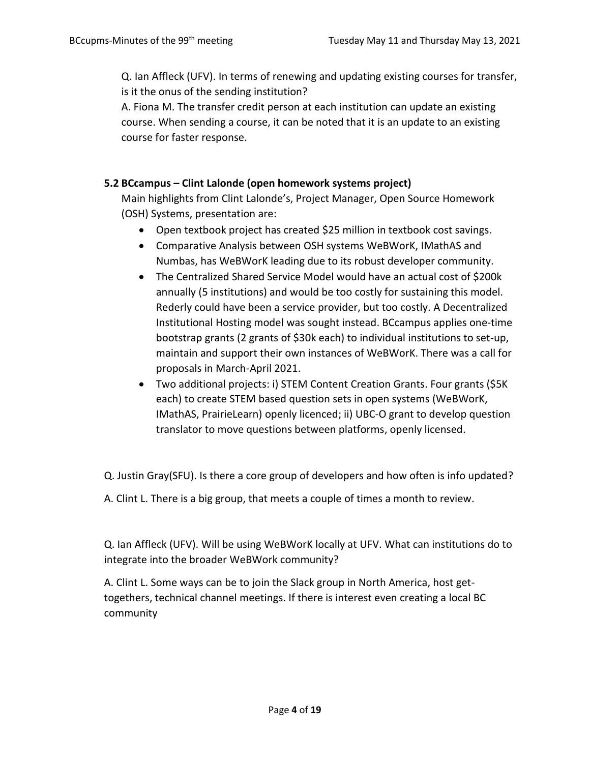Q. Ian Affleck (UFV). In terms of renewing and updating existing courses for transfer, is it the onus of the sending institution?

A. Fiona M. The transfer credit person at each institution can update an existing course. When sending a course, it can be noted that it is an update to an existing course for faster response.

### 5.2 BCcampus – Clint Lalonde (open homework systems project)

Main highlights from Clint Lalonde's, Project Manager, Open Source Homework (OSH) Systems, presentation are:

- Open textbook project has created $25 million in textbook cost savings.
- Comparative Analysis between OSH systems WeBWorK, IMathAS and Numbas, has WeBWorK leading due to its robust developer community.
- The Centralized Shared Service Model would have an actual cost of $200k annually (5 institutions) and would be too costly for sustaining this model. Rederly could have been a service provider, but too costly. A Decentralized Institutional Hosting model was sought instead. BCcampus applies one-time bootstrap grants (2 grants of $30k each) to individual institutions to set-up, maintain and support their own instances of WeBWorK. There was a call for proposals in March-April 2021.
- Two additional projects: i) STEM Content Creation Grants. Four grants ($5K each) to create STEM based question sets in open systems (WeBWorK, IMathAS, PrairieLearn) openly licenced; ii) UBC-O grant to develop question translator to move questions between platforms, openly licensed.

Q. Justin Gray(SFU). Is there a core group of developers and how often is info updated?

A. Clint L. There is a big group, that meets a couple of times a month to review.

Q. Ian Affleck (UFV). Will be using WeBWorK locally at UFV. What can institutions do to integrate into the broader WeBWork community?

A. Clint L. Some ways can be to join the Slack group in North America, host get-togethers, technical channel meetings. If there is interest even creating a local BC community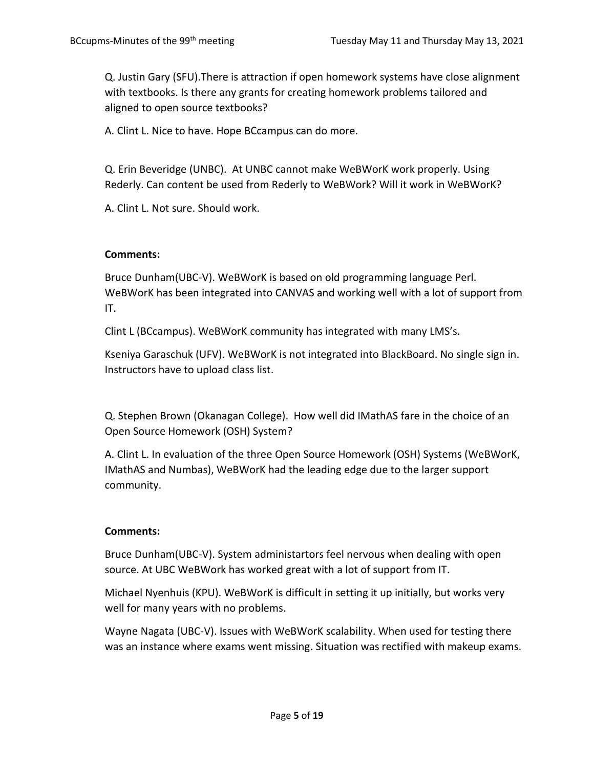Q. Justin Gary (SFU).There is attraction if open homework systems have close alignment with textbooks. Is there any grants for creating homework problems tailored and aligned to open source textbooks?

A. Clint L. Nice to have. Hope BCcampus can do more.

Q. Erin Beveridge (UNBC). At UNBC cannot make WeBWorK work properly. Using Rederly. Can content be used from Rederly to WeBWork? Will it work in WeBWorK?

A. Clint L. Not sure. Should work.

**Comments:**

Bruce Dunham(UBC-V). WeBWorK is based on old programming language Perl. WeBWorK has been integrated into CANVAS and working well with a lot of support from IT.

Clint L (BCcampus). WeBWorK community has integrated with many LMS's.

Kseniya Garaschuk (UFV). WeBWorK is not integrated into BlackBoard. No single sign in. Instructors have to upload class list.

Q. Stephen Brown (Okanagan College). How well did IMathAS fare in the choice of an Open Source Homework (OSH) System?

A. Clint L. In evaluation of the three Open Source Homework (OSH) Systems (WeBWorK, IMathAS and Numbas), WeBWorK had the leading edge due to the larger support community.

**Comments:**

Bruce Dunham(UBC-V). System administartors feel nervous when dealing with open source. At UBC WeBWork has worked great with a lot of support from IT.

Michael Nyenhuis (KPU). WeBWorK is difficult in setting it up initially, but works very well for many years with no problems.

Wayne Nagata (UBC-V). Issues with WeBWorK scalability. When used for testing there was an instance where exams went missing. Situation was rectified with makeup exams.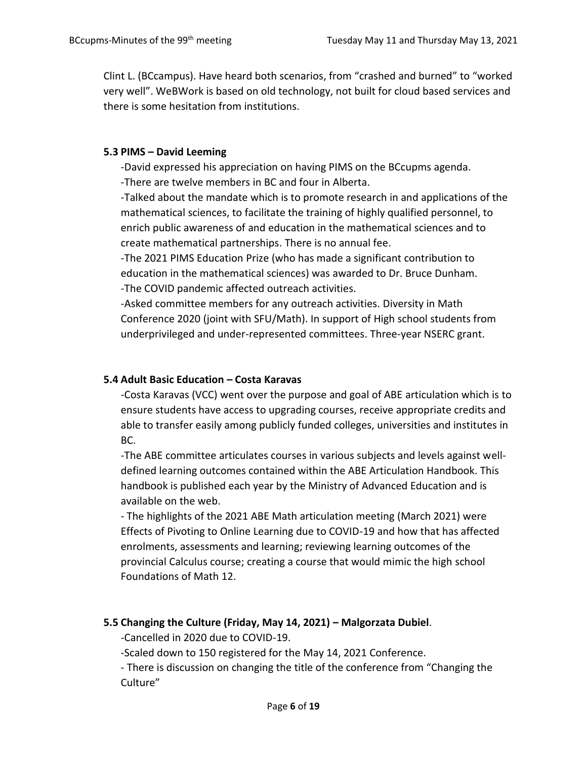Clint L. (BCcampus). Have heard both scenarios, from "crashed and burned" to "worked very well". WeBWork is based on old technology, not built for cloud based services and there is some hesitation from institutions.

### 5.3 PIMS – David Leeming

-David expressed his appreciation on having PIMS on the BCcupms agenda.
-There are twelve members in BC and four in Alberta.
-Talked about the mandate which is to promote research in and applications of the mathematical sciences, to facilitate the training of highly qualified personnel, to enrich public awareness of and education in the mathematical sciences and to create mathematical partnerships. There is no annual fee.
-The 2021 PIMS Education Prize (who has made a significant contribution to education in the mathematical sciences) was awarded to Dr. Bruce Dunham.
-The COVID pandemic affected outreach activities.
-Asked committee members for any outreach activities. Diversity in Math Conference 2020 (joint with SFU/Math). In support of High school students from underprivileged and under-represented committees. Three-year NSERC grant.

### 5.4 Adult Basic Education – Costa Karavas

-Costa Karavas (VCC) went over the purpose and goal of ABE articulation which is to ensure students have access to upgrading courses, receive appropriate credits and able to transfer easily among publicly funded colleges, universities and institutes in BC.
-The ABE committee articulates courses in various subjects and levels against well-defined learning outcomes contained within the ABE Articulation Handbook. This handbook is published each year by the Ministry of Advanced Education and is available on the web.
- The highlights of the 2021 ABE Math articulation meeting (March 2021) were Effects of Pivoting to Online Learning due to COVID-19 and how that has affected enrolments, assessments and learning; reviewing learning outcomes of the provincial Calculus course; creating a course that would mimic the high school Foundations of Math 12.

### 5.5 Changing the Culture (Friday, May 14, 2021) – Malgorzata Dubiel.

-Cancelled in 2020 due to COVID-19.
-Scaled down to 150 registered for the May 14, 2021 Conference.
- There is discussion on changing the title of the conference from "Changing the Culture"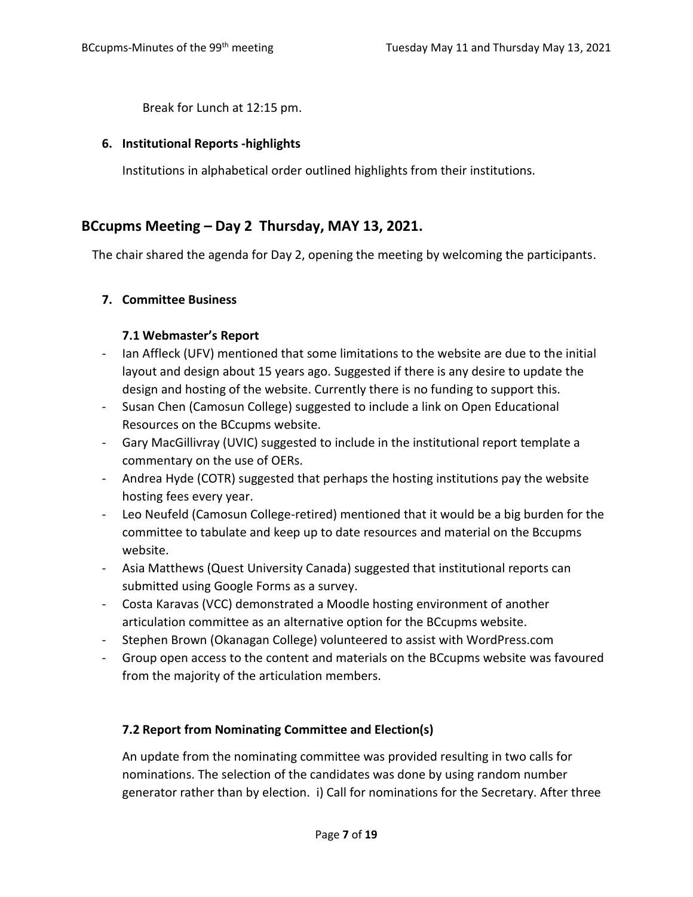Break for Lunch at 12:15 pm.

**6. Institutional Reports -highlights**

Institutions in alphabetical order outlined highlights from their institutions.

## BCcupms Meeting – Day 2 Thursday, MAY 13, 2021.

The chair shared the agenda for Day 2, opening the meeting by welcoming the participants.

**7. Committee Business**

**7.1 Webmaster's Report**

- Ian Affleck (UFV) mentioned that some limitations to the website are due to the initial layout and design about 15 years ago. Suggested if there is any desire to update the design and hosting of the website. Currently there is no funding to support this.
- Susan Chen (Camosun College) suggested to include a link on Open Educational Resources on the BCcupms website.
- Gary MacGillivray (UVIC) suggested to include in the institutional report template a commentary on the use of OERs.
- Andrea Hyde (COTR) suggested that perhaps the hosting institutions pay the website hosting fees every year.
- Leo Neufeld (Camosun College-retired) mentioned that it would be a big burden for the committee to tabulate and keep up to date resources and material on the Bccupms website.
- Asia Matthews (Quest University Canada) suggested that institutional reports can submitted using Google Forms as a survey.
- Costa Karavas (VCC) demonstrated a Moodle hosting environment of another articulation committee as an alternative option for the BCcupms website.
- Stephen Brown (Okanagan College) volunteered to assist with WordPress.com
- Group open access to the content and materials on the BCcupms website was favoured from the majority of the articulation members.

**7.2 Report from Nominating Committee and Election(s)**

An update from the nominating committee was provided resulting in two calls for nominations. The selection of the candidates was done by using random number generator rather than by election. i) Call for nominations for the Secretary. After three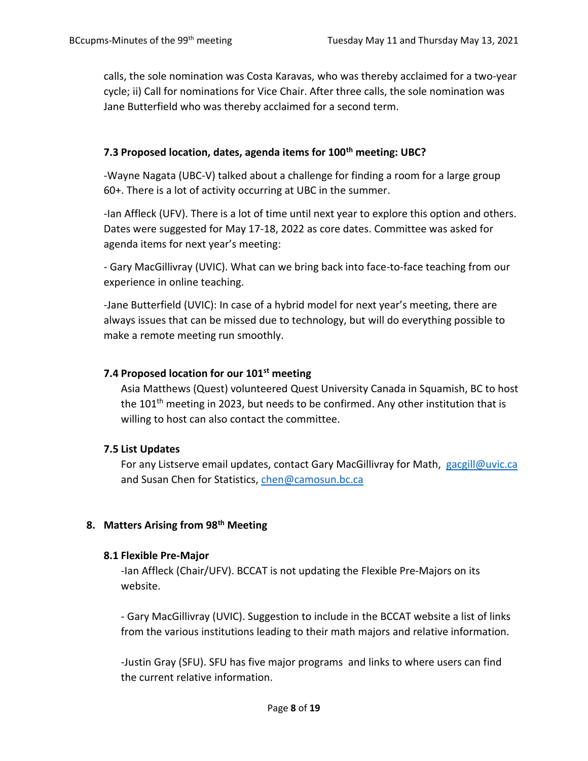calls, the sole nomination was Costa Karavas, who was thereby acclaimed for a two-year cycle; ii) Call for nominations for Vice Chair. After three calls, the sole nomination was Jane Butterfield who was thereby acclaimed for a second term.

### 7.3 Proposed location, dates, agenda items for 100th meeting: UBC?

-Wayne Nagata (UBC-V) talked about a challenge for finding a room for a large group 60+. There is a lot of activity occurring at UBC in the summer.

-Ian Affleck (UFV). There is a lot of time until next year to explore this option and others. Dates were suggested for May 17-18, 2022 as core dates. Committee was asked for agenda items for next year's meeting:

- Gary MacGillivray (UVIC). What can we bring back into face-to-face teaching from our experience in online teaching.

-Jane Butterfield (UVIC): In case of a hybrid model for next year's meeting, there are always issues that can be missed due to technology, but will do everything possible to make a remote meeting run smoothly.

### 7.4 Proposed location for our 101st meeting

Asia Matthews (Quest) volunteered Quest University Canada in Squamish, BC to host the 101th meeting in 2023, but needs to be confirmed. Any other institution that is willing to host can also contact the committee.

### 7.5 List Updates

For any Listserve email updates, contact Gary MacGillivray for Math, gacgill@uvic.ca and Susan Chen for Statistics, chen@camosun.bc.ca

## 8. Matters Arising from 98th Meeting

### 8.1 Flexible Pre-Major

-Ian Affleck (Chair/UFV). BCCAT is not updating the Flexible Pre-Majors on its website.

- Gary MacGillivray (UVIC). Suggestion to include in the BCCAT website a list of links from the various institutions leading to their math majors and relative information.

-Justin Gray (SFU). SFU has five major programs and links to where users can find the current relative information.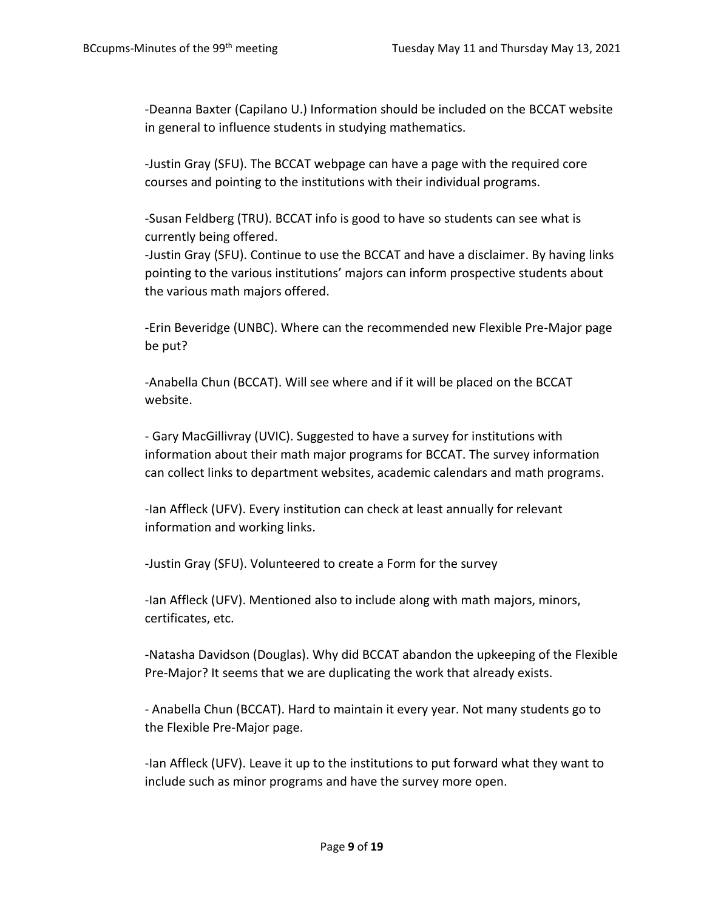-Deanna Baxter (Capilano U.) Information should be included on the BCCAT website in general to influence students in studying mathematics.

-Justin Gray (SFU). The BCCAT webpage can have a page with the required core courses and pointing to the institutions with their individual programs.

-Susan Feldberg (TRU). BCCAT info is good to have so students can see what is currently being offered.
-Justin Gray (SFU). Continue to use the BCCAT and have a disclaimer. By having links pointing to the various institutions' majors can inform prospective students about the various math majors offered.

-Erin Beveridge (UNBC). Where can the recommended new Flexible Pre-Major page be put?

-Anabella Chun (BCCAT). Will see where and if it will be placed on the BCCAT website.

- Gary MacGillivray (UVIC). Suggested to have a survey for institutions with information about their math major programs for BCCAT. The survey information can collect links to department websites, academic calendars and math programs.

-Ian Affleck (UFV). Every institution can check at least annually for relevant information and working links.

-Justin Gray (SFU). Volunteered to create a Form for the survey

-Ian Affleck (UFV). Mentioned also to include along with math majors, minors, certificates, etc.

-Natasha Davidson (Douglas). Why did BCCAT abandon the upkeeping of the Flexible Pre-Major? It seems that we are duplicating the work that already exists.

- Anabella Chun (BCCAT). Hard to maintain it every year. Not many students go to the Flexible Pre-Major page.

-Ian Affleck (UFV). Leave it up to the institutions to put forward what they want to include such as minor programs and have the survey more open.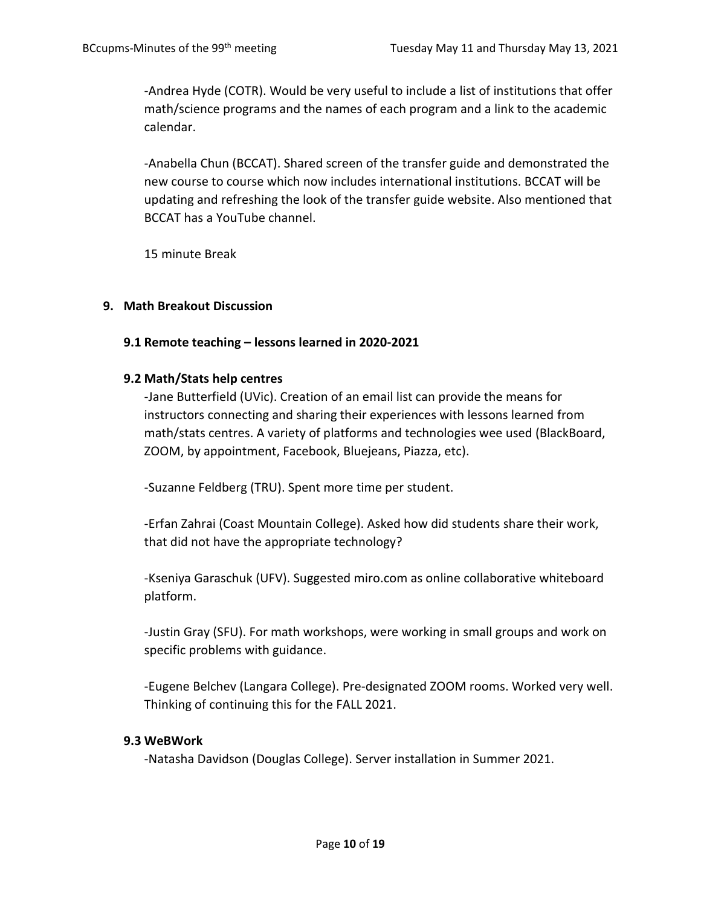-Andrea Hyde (COTR). Would be very useful to include a list of institutions that offer math/science programs and the names of each program and a link to the academic calendar.

-Anabella Chun (BCCAT). Shared screen of the transfer guide and demonstrated the new course to course which now includes international institutions. BCCAT will be updating and refreshing the look of the transfer guide website. Also mentioned that BCCAT has a YouTube channel.

15 minute Break

## 9. Math Breakout Discussion

### 9.1 Remote teaching – lessons learned in 2020-2021

### 9.2 Math/Stats help centres

-Jane Butterfield (UVic). Creation of an email list can provide the means for instructors connecting and sharing their experiences with lessons learned from math/stats centres. A variety of platforms and technologies wee used (BlackBoard, ZOOM, by appointment, Facebook, Bluejeans, Piazza, etc).

-Suzanne Feldberg (TRU). Spent more time per student.

-Erfan Zahrai (Coast Mountain College). Asked how did students share their work, that did not have the appropriate technology?

-Kseniya Garaschuk (UFV). Suggested miro.com as online collaborative whiteboard platform.

-Justin Gray (SFU). For math workshops, were working in small groups and work on specific problems with guidance.

-Eugene Belchev (Langara College). Pre-designated ZOOM rooms. Worked very well. Thinking of continuing this for the FALL 2021.

### 9.3 WeBWork

-Natasha Davidson (Douglas College). Server installation in Summer 2021.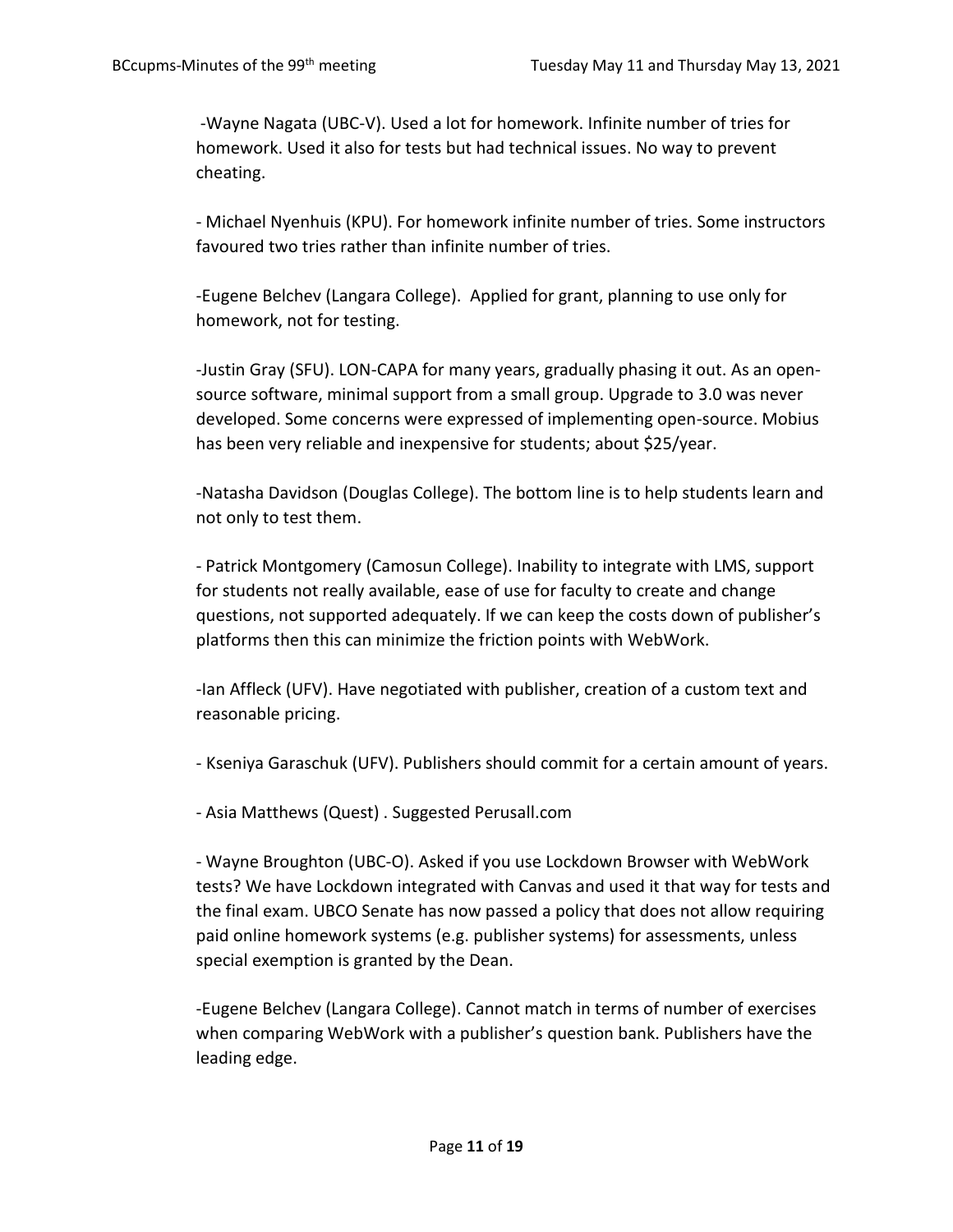-Wayne Nagata (UBC-V). Used a lot for homework. Infinite number of tries for homework. Used it also for tests but had technical issues. No way to prevent cheating.

- Michael Nyenhuis (KPU). For homework infinite number of tries. Some instructors favoured two tries rather than infinite number of tries.

-Eugene Belchev (Langara College). Applied for grant, planning to use only for homework, not for testing.

-Justin Gray (SFU). LON-CAPA for many years, gradually phasing it out. As an open-source software, minimal support from a small group. Upgrade to 3.0 was never developed. Some concerns were expressed of implementing open-source. Mobius has been very reliable and inexpensive for students; about $25/year.

-Natasha Davidson (Douglas College). The bottom line is to help students learn and not only to test them.

- Patrick Montgomery (Camosun College). Inability to integrate with LMS, support for students not really available, ease of use for faculty to create and change questions, not supported adequately. If we can keep the costs down of publisher's platforms then this can minimize the friction points with WebWork.

-Ian Affleck (UFV). Have negotiated with publisher, creation of a custom text and reasonable pricing.

- Kseniya Garaschuk (UFV). Publishers should commit for a certain amount of years.

- Asia Matthews (Quest) . Suggested Perusall.com

- Wayne Broughton (UBC-O). Asked if you use Lockdown Browser with WebWork tests? We have Lockdown integrated with Canvas and used it that way for tests and the final exam. UBCO Senate has now passed a policy that does not allow requiring paid online homework systems (e.g. publisher systems) for assessments, unless special exemption is granted by the Dean.

-Eugene Belchev (Langara College). Cannot match in terms of number of exercises when comparing WebWork with a publisher's question bank. Publishers have the leading edge.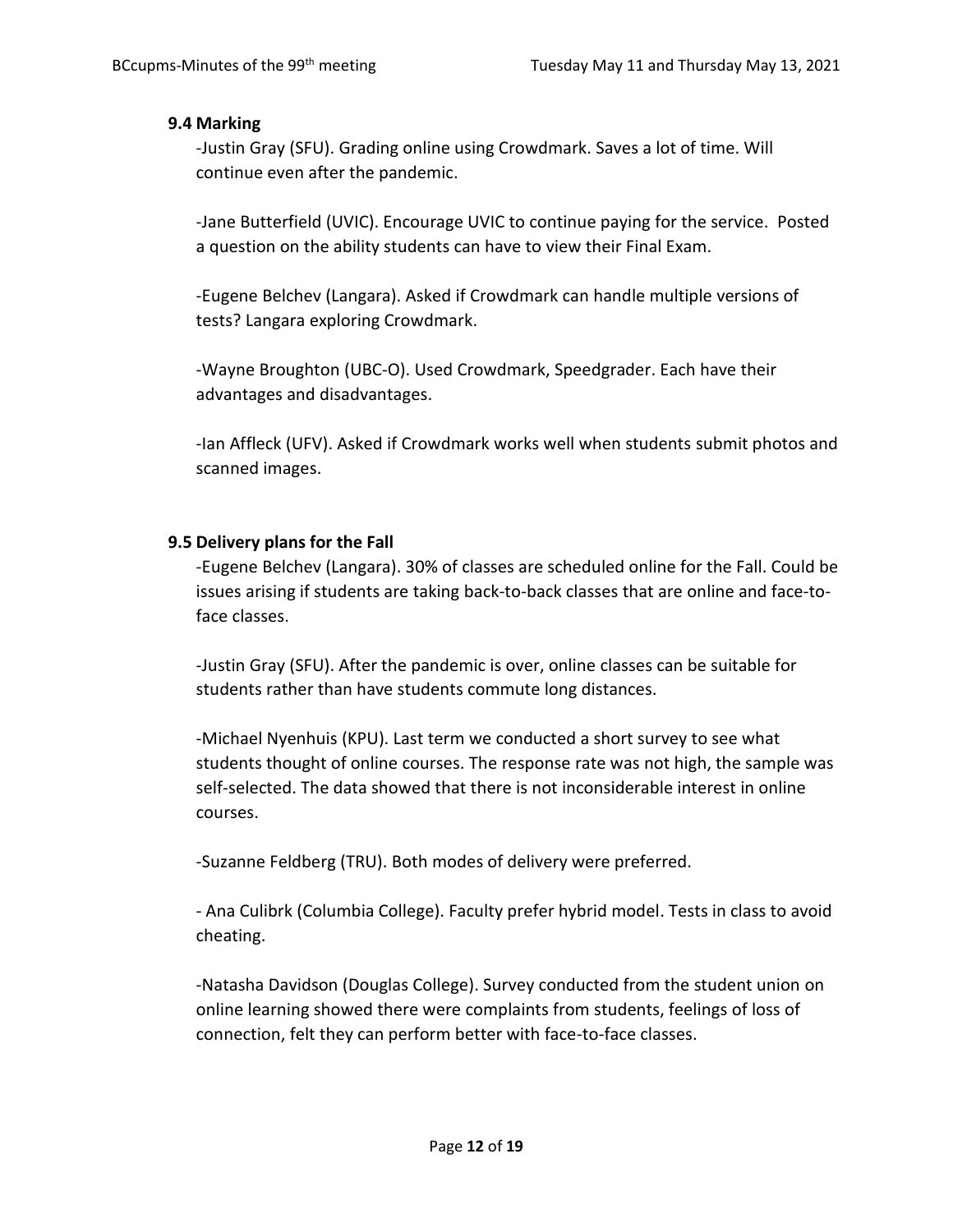### 9.4 Marking

-Justin Gray (SFU). Grading online using Crowdmark. Saves a lot of time. Will continue even after the pandemic.

-Jane Butterfield (UVIC). Encourage UVIC to continue paying for the service. Posted a question on the ability students can have to view their Final Exam.

-Eugene Belchev (Langara). Asked if Crowdmark can handle multiple versions of tests? Langara exploring Crowdmark.

-Wayne Broughton (UBC-O). Used Crowdmark, Speedgrader. Each have their advantages and disadvantages.

-Ian Affleck (UFV). Asked if Crowdmark works well when students submit photos and scanned images.

### 9.5 Delivery plans for the Fall

-Eugene Belchev (Langara). 30% of classes are scheduled online for the Fall. Could be issues arising if students are taking back-to-back classes that are online and face-to-face classes.

-Justin Gray (SFU). After the pandemic is over, online classes can be suitable for students rather than have students commute long distances.

-Michael Nyenhuis (KPU). Last term we conducted a short survey to see what students thought of online courses. The response rate was not high, the sample was self-selected. The data showed that there is not inconsiderable interest in online courses.

-Suzanne Feldberg (TRU). Both modes of delivery were preferred.

- Ana Culibrk (Columbia College). Faculty prefer hybrid model. Tests in class to avoid cheating.

-Natasha Davidson (Douglas College). Survey conducted from the student union on online learning showed there were complaints from students, feelings of loss of connection, felt they can perform better with face-to-face classes.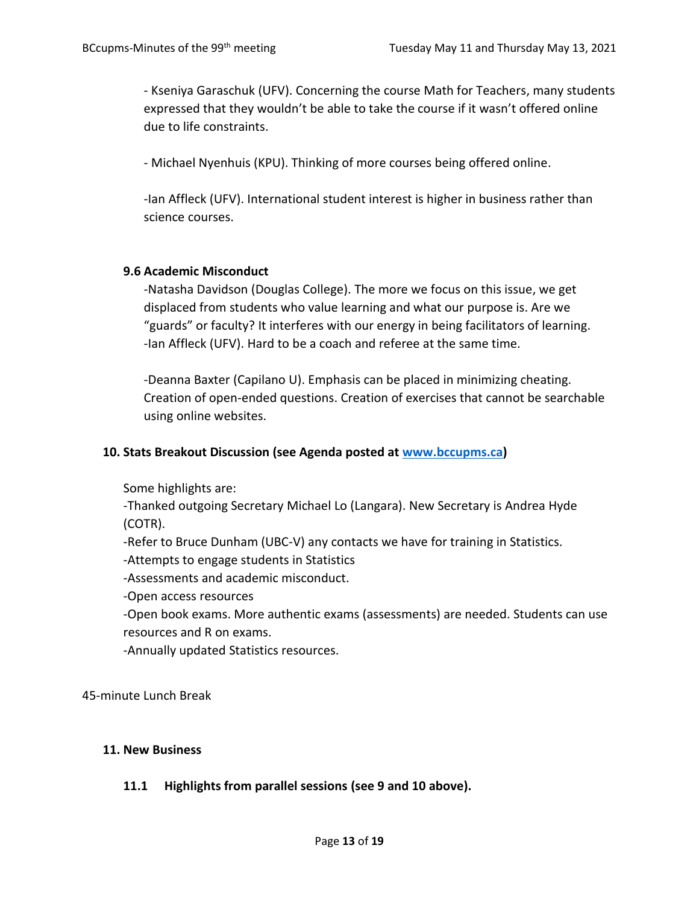- Kseniya Garaschuk (UFV). Concerning the course Math for Teachers, many students expressed that they wouldn't be able to take the course if it wasn't offered online due to life constraints.

- Michael Nyenhuis (KPU). Thinking of more courses being offered online.

-Ian Affleck (UFV). International student interest is higher in business rather than science courses.

### 9.6 Academic Misconduct

-Natasha Davidson (Douglas College). The more we focus on this issue, we get displaced from students who value learning and what our purpose is. Are we "guards" or faculty? It interferes with our energy in being facilitators of learning.
-Ian Affleck (UFV). Hard to be a coach and referee at the same time.

-Deanna Baxter (Capilano U). Emphasis can be placed in minimizing cheating. Creation of open-ended questions. Creation of exercises that cannot be searchable using online websites.

## 10. Stats Breakout Discussion (see Agenda posted at [www.bccupms.ca](www.bccupms.ca))

Some highlights are:
-Thanked outgoing Secretary Michael Lo (Langara). New Secretary is Andrea Hyde (COTR).
-Refer to Bruce Dunham (UBC-V) any contacts we have for training in Statistics.
-Attempts to engage students in Statistics
-Assessments and academic misconduct.
-Open access resources
-Open book exams. More authentic exams (assessments) are needed. Students can use resources and R on exams.
-Annually updated Statistics resources.

45-minute Lunch Break

## 11. New Business

### 11.1 Highlights from parallel sessions (see 9 and 10 above).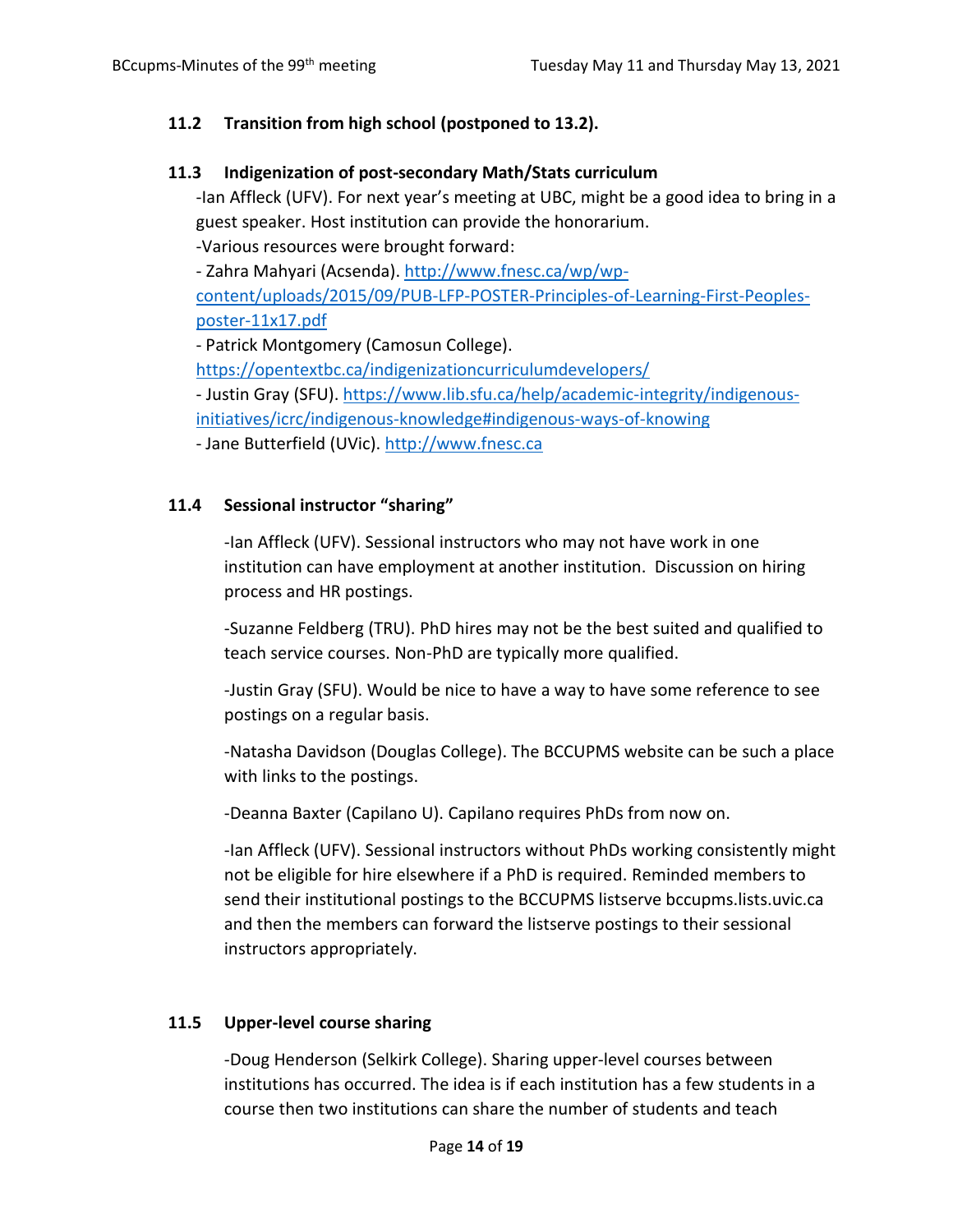### 11.2 Transition from high school (postponed to 13.2).

### 11.3 Indigenization of post-secondary Math/Stats curriculum

-Ian Affleck (UFV). For next year's meeting at UBC, might be a good idea to bring in a guest speaker. Host institution can provide the honorarium.

-Various resources were brought forward:

- Zahra Mahyari (Acsenda). http://www.fnesc.ca/wp/wp-content/uploads/2015/09/PUB-LFP-POSTER-Principles-of-Learning-First-Peoples-poster-11x17.pdf
- Patrick Montgomery (Camosun College). https://opentextbc.ca/indigenizationcurriculumdevelopers/
- Justin Gray (SFU). https://www.lib.sfu.ca/help/academic-integrity/indigenous-initiatives/icrc/indigenous-knowledge#indigenous-ways-of-knowing
- Jane Butterfield (UVic). http://www.fnesc.ca

### 11.4 Sessional instructor "sharing"

-Ian Affleck (UFV). Sessional instructors who may not have work in one institution can have employment at another institution. Discussion on hiring process and HR postings.

-Suzanne Feldberg (TRU). PhD hires may not be the best suited and qualified to teach service courses. Non-PhD are typically more qualified.

-Justin Gray (SFU). Would be nice to have a way to have some reference to see postings on a regular basis.

-Natasha Davidson (Douglas College). The BCCUPMS website can be such a place with links to the postings.

-Deanna Baxter (Capilano U). Capilano requires PhDs from now on.

-Ian Affleck (UFV). Sessional instructors without PhDs working consistently might not be eligible for hire elsewhere if a PhD is required. Reminded members to send their institutional postings to the BCCUPMS listserve bccupms.lists.uvic.ca and then the members can forward the listserve postings to their sessional instructors appropriately.

### 11.5 Upper-level course sharing

-Doug Henderson (Selkirk College). Sharing upper-level courses between institutions has occurred. The idea is if each institution has a few students in a course then two institutions can share the number of students and teach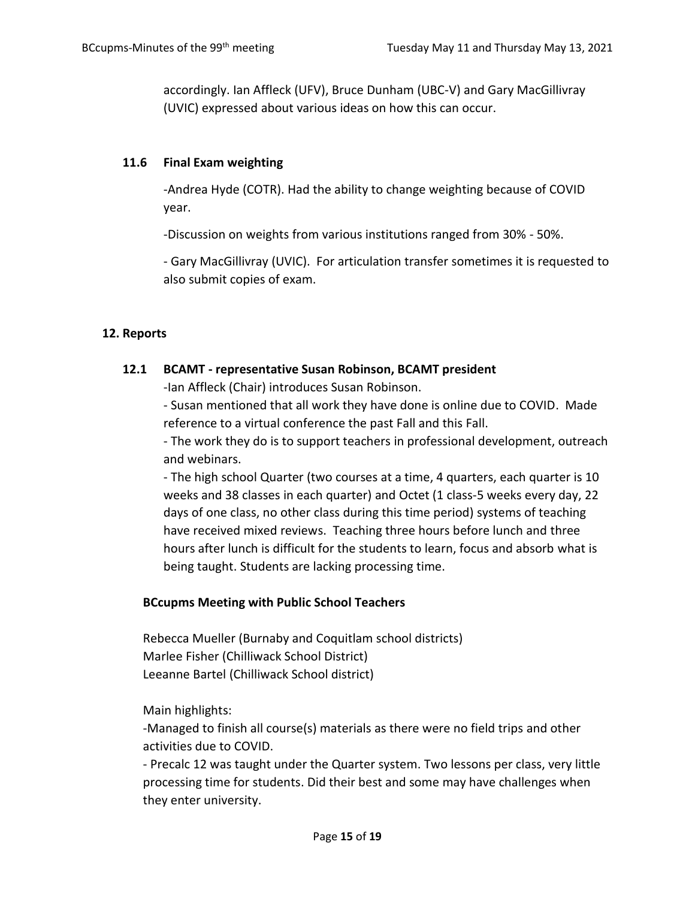accordingly. Ian Affleck (UFV), Bruce Dunham (UBC-V) and Gary MacGillivray (UVIC) expressed about various ideas on how this can occur.

### 11.6 Final Exam weighting

-Andrea Hyde (COTR). Had the ability to change weighting because of COVID year.

-Discussion on weights from various institutions ranged from 30% - 50%.

- Gary MacGillivray (UVIC). For articulation transfer sometimes it is requested to also submit copies of exam.

## 12. Reports

### 12.1 BCAMT - representative Susan Robinson, BCAMT president

-Ian Affleck (Chair) introduces Susan Robinson.

- Susan mentioned that all work they have done is online due to COVID. Made reference to a virtual conference the past Fall and this Fall.
- The work they do is to support teachers in professional development, outreach and webinars.
- The high school Quarter (two courses at a time, 4 quarters, each quarter is 10 weeks and 38 classes in each quarter) and Octet (1 class-5 weeks every day, 22 days of one class, no other class during this time period) systems of teaching have received mixed reviews. Teaching three hours before lunch and three hours after lunch is difficult for the students to learn, focus and absorb what is being taught. Students are lacking processing time.

**BCcupms Meeting with Public School Teachers**

Rebecca Mueller (Burnaby and Coquitlam school districts)
Marlee Fisher (Chilliwack School District)
Leeanne Bartel (Chilliwack School district)

Main highlights:

-Managed to finish all course(s) materials as there were no field trips and other activities due to COVID.

- Precalc 12 was taught under the Quarter system. Two lessons per class, very little processing time for students. Did their best and some may have challenges when they enter university.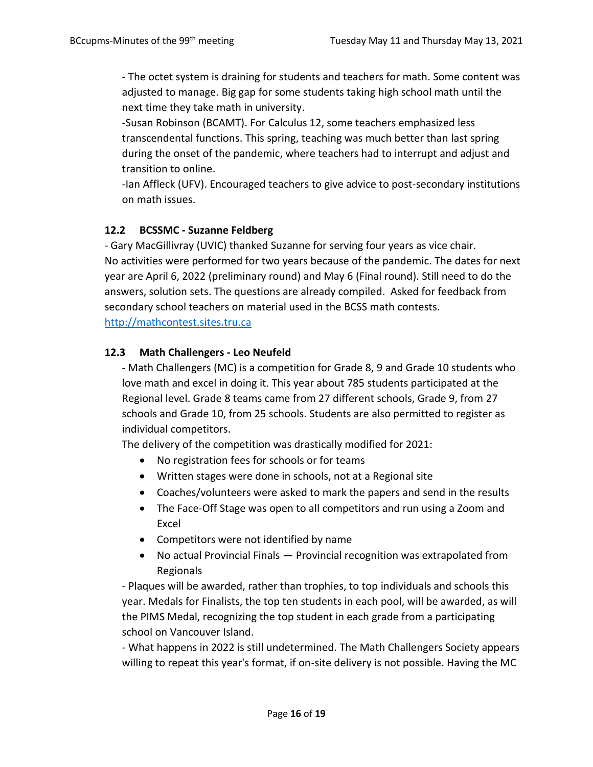- The octet system is draining for students and teachers for math. Some content was adjusted to manage. Big gap for some students taking high school math until the next time they take math in university.

-Susan Robinson (BCAMT). For Calculus 12, some teachers emphasized less transcendental functions. This spring, teaching was much better than last spring during the onset of the pandemic, where teachers had to interrupt and adjust and transition to online.

-Ian Affleck (UFV). Encouraged teachers to give advice to post-secondary institutions on math issues.

### 12.2 BCSSMC - Suzanne Feldberg

- Gary MacGillivray (UVIC) thanked Suzanne for serving four years as vice chair.

No activities were performed for two years because of the pandemic. The dates for next year are April 6, 2022 (preliminary round) and May 6 (Final round). Still need to do the answers, solution sets. The questions are already compiled. Asked for feedback from secondary school teachers on material used in the BCSS math contests.

http://mathcontest.sites.tru.ca

### 12.3 Math Challengers - Leo Neufeld

- Math Challengers (MC) is a competition for Grade 8, 9 and Grade 10 students who love math and excel in doing it. This year about 785 students participated at the Regional level. Grade 8 teams came from 27 different schools, Grade 9, from 27 schools and Grade 10, from 25 schools. Students are also permitted to register as individual competitors.

The delivery of the competition was drastically modified for 2021:

- No registration fees for schools or for teams
- Written stages were done in schools, not at a Regional site
- Coaches/volunteers were asked to mark the papers and send in the results
- The Face-Off Stage was open to all competitors and run using a Zoom and Excel
- Competitors were not identified by name
- No actual Provincial Finals — Provincial recognition was extrapolated from Regionals

- Plaques will be awarded, rather than trophies, to top individuals and schools this year. Medals for Finalists, the top ten students in each pool, will be awarded, as will the PIMS Medal, recognizing the top student in each grade from a participating school on Vancouver Island.

- What happens in 2022 is still undetermined. The Math Challengers Society appears willing to repeat this year's format, if on-site delivery is not possible. Having the MC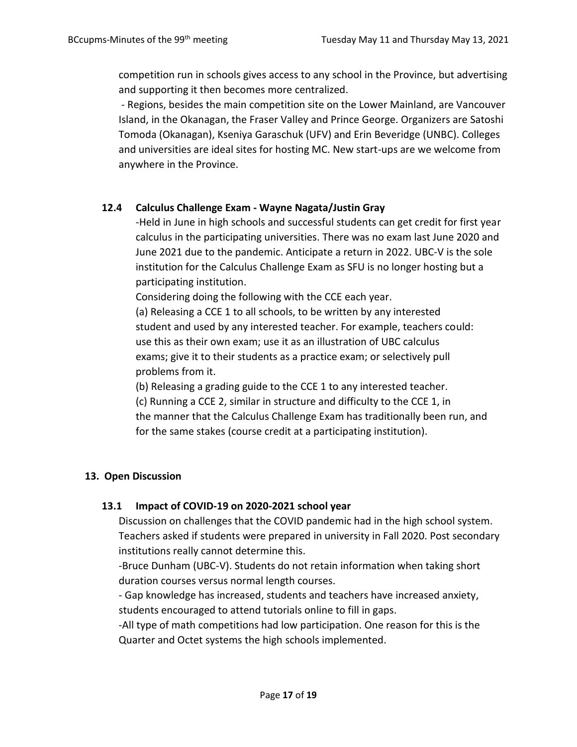competition run in schools gives access to any school in the Province, but advertising and supporting it then becomes more centralized.

- Regions, besides the main competition site on the Lower Mainland, are Vancouver Island, in the Okanagan, the Fraser Valley and Prince George. Organizers are Satoshi Tomoda (Okanagan), Kseniya Garaschuk (UFV) and Erin Beveridge (UNBC). Colleges and universities are ideal sites for hosting MC. New start-ups are we welcome from anywhere in the Province.

### 12.4 Calculus Challenge Exam - Wayne Nagata/Justin Gray

-Held in June in high schools and successful students can get credit for first year calculus in the participating universities. There was no exam last June 2020 and June 2021 due to the pandemic. Anticipate a return in 2022. UBC-V is the sole institution for the Calculus Challenge Exam as SFU is no longer hosting but a participating institution.

Considering doing the following with the CCE each year.

(a) Releasing a CCE 1 to all schools, to be written by any interested student and used by any interested teacher. For example, teachers could: use this as their own exam; use it as an illustration of UBC calculus exams; give it to their students as a practice exam; or selectively pull problems from it.

(b) Releasing a grading guide to the CCE 1 to any interested teacher.

(c) Running a CCE 2, similar in structure and difficulty to the CCE 1, in the manner that the Calculus Challenge Exam has traditionally been run, and for the same stakes (course credit at a participating institution).

## 13. Open Discussion

### 13.1 Impact of COVID-19 on 2020-2021 school year

Discussion on challenges that the COVID pandemic had in the high school system. Teachers asked if students were prepared in university in Fall 2020. Post secondary institutions really cannot determine this.

-Bruce Dunham (UBC-V). Students do not retain information when taking short duration courses versus normal length courses.

- Gap knowledge has increased, students and teachers have increased anxiety, students encouraged to attend tutorials online to fill in gaps.

-All type of math competitions had low participation. One reason for this is the Quarter and Octet systems the high schools implemented.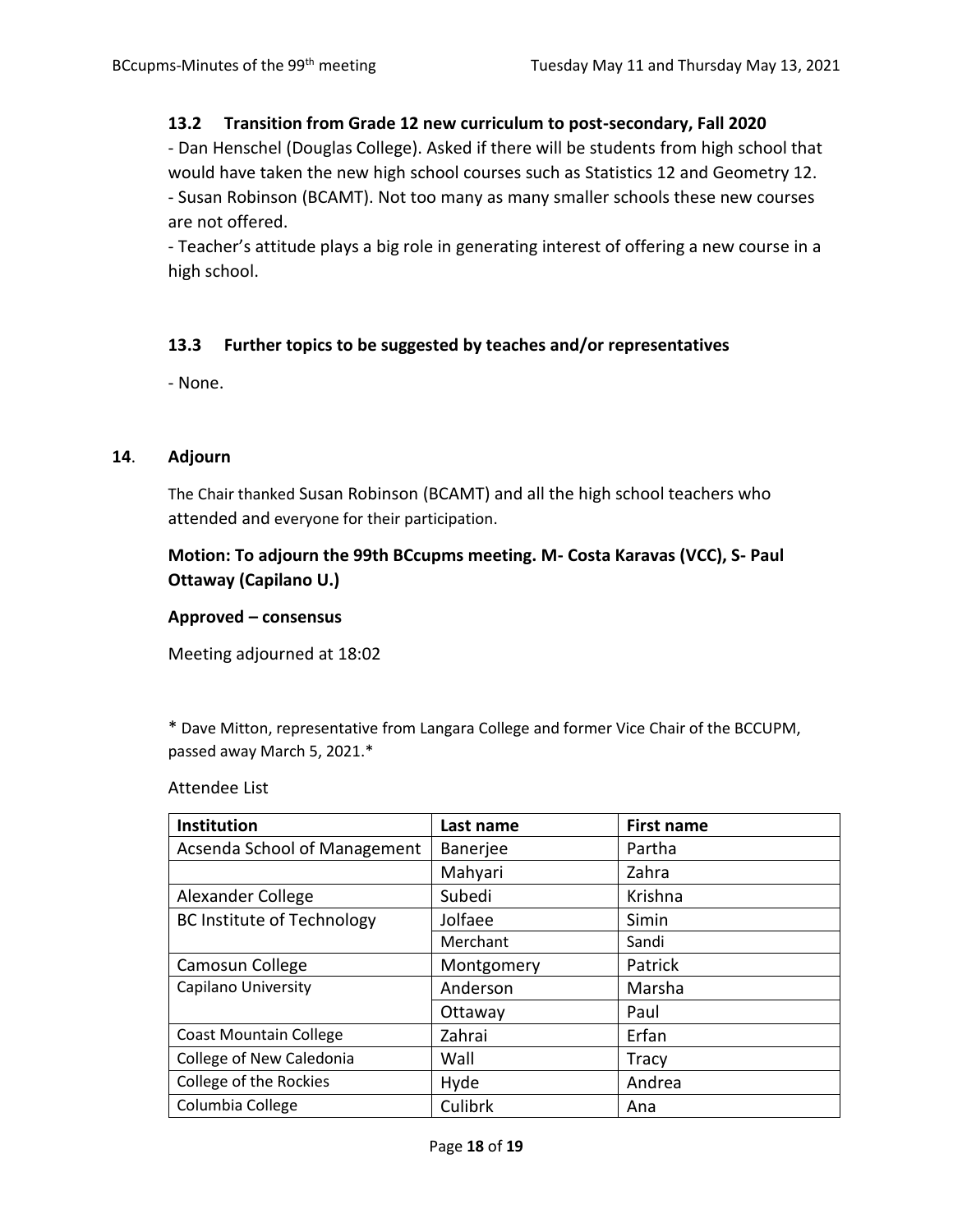### 13.2 Transition from Grade 12 new curriculum to post-secondary, Fall 2020

- Dan Henschel (Douglas College). Asked if there will be students from high school that would have taken the new high school courses such as Statistics 12 and Geometry 12.
- Susan Robinson (BCAMT). Not too many as many smaller schools these new courses are not offered.
- Teacher's attitude plays a big role in generating interest of offering a new course in a high school.

### 13.3 Further topics to be suggested by teaches and/or representatives

- None.

## 14. Adjourn

The Chair thanked Susan Robinson (BCAMT) and all the high school teachers who attended and everyone for their participation.

**Motion: To adjourn the 99th BCcupms meeting. M- Costa Karavas (VCC), S- Paul Ottaway (Capilano U.)**

**Approved – consensus**

Meeting adjourned at 18:02

\* Dave Mitton, representative from Langara College and former Vice Chair of the BCCUPM, passed away March 5, 2021.*

Attendee List

| Institution | Last name | First name |
|---|---|---|
| Acsenda School of Management | Banerjee | Partha |
| | Mahyari | Zahra |
| Alexander College | Subedi | Krishna |
| BC Institute of Technology | Jolfaee | Simin |
| | Merchant | Sandi |
| Camosun College | Montgomery | Patrick |
| Capilano University | Anderson | Marsha |
| | Ottaway | Paul |
| Coast Mountain College | Zahrai | Erfan |
| College of New Caledonia | Wall | Tracy |
| College of the Rockies | Hyde | Andrea |
| Columbia College | Culibrk | Ana |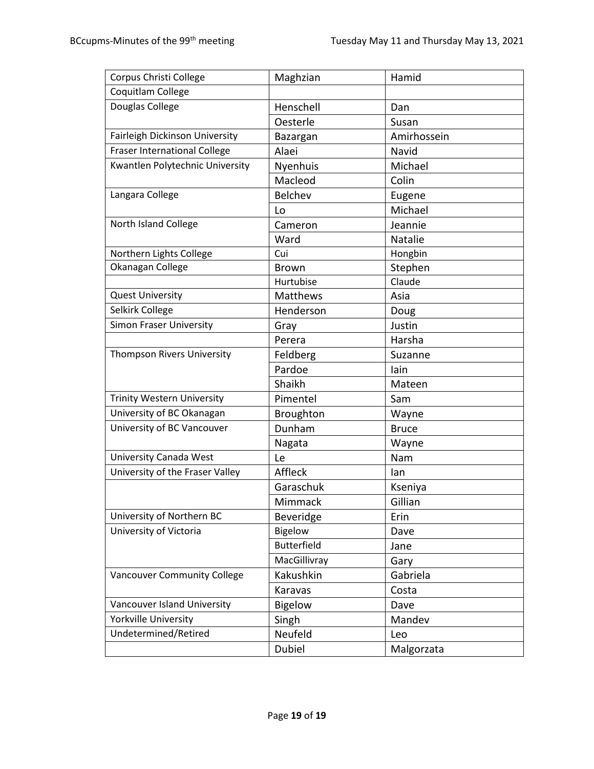| | | |
|---|---|---|
| Corpus Christi College | Maghzian | Hamid |
| Coquitlam College | | |
| Douglas College | Henschell | Dan |
| | Oesterle | Susan |
| Fairleigh Dickinson University | Bazargan | Amirhossein |
| Fraser International College | Alaei | Navid |
| Kwantlen Polytechnic University | Nyenhuis | Michael |
| | Macleod | Colin |
| Langara College | Belchev | Eugene |
| | Lo | Michael |
| North Island College | Cameron | Jeannie |
| | Ward | Natalie |
| Northern Lights College | Cui | Hongbin |
| Okanagan College | Brown | Stephen |
| | Hurtubise | Claude |
| Quest University | Matthews | Asia |
| Selkirk College | Henderson | Doug |
| Simon Fraser University | Gray | Justin |
| | Perera | Harsha |
| Thompson Rivers University | Feldberg | Suzanne |
| | Pardoe | Iain |
| | Shaikh | Mateen |
| Trinity Western University | Pimentel | Sam |
| University of BC Okanagan | Broughton | Wayne |
| University of BC Vancouver | Dunham | Bruce |
| | Nagata | Wayne |
| University Canada West | Le | Nam |
| University of the Fraser Valley | Affleck | Ian |
| | Garaschuk | Kseniya |
| | Mimmack | Gillian |
| University of Northern BC | Beveridge | Erin |
| University of Victoria | Bigelow | Dave |
| | Butterfield | Jane |
| | MacGillivray | Gary |
| Vancouver Community College | Kakushkin | Gabriela |
| | Karavas | Costa |
| Vancouver Island University | Bigelow | Dave |
| Yorkville University | Singh | Mandev |
| Undetermined/Retired | Neufeld | Leo |
| | Dubiel | Malgorzata |